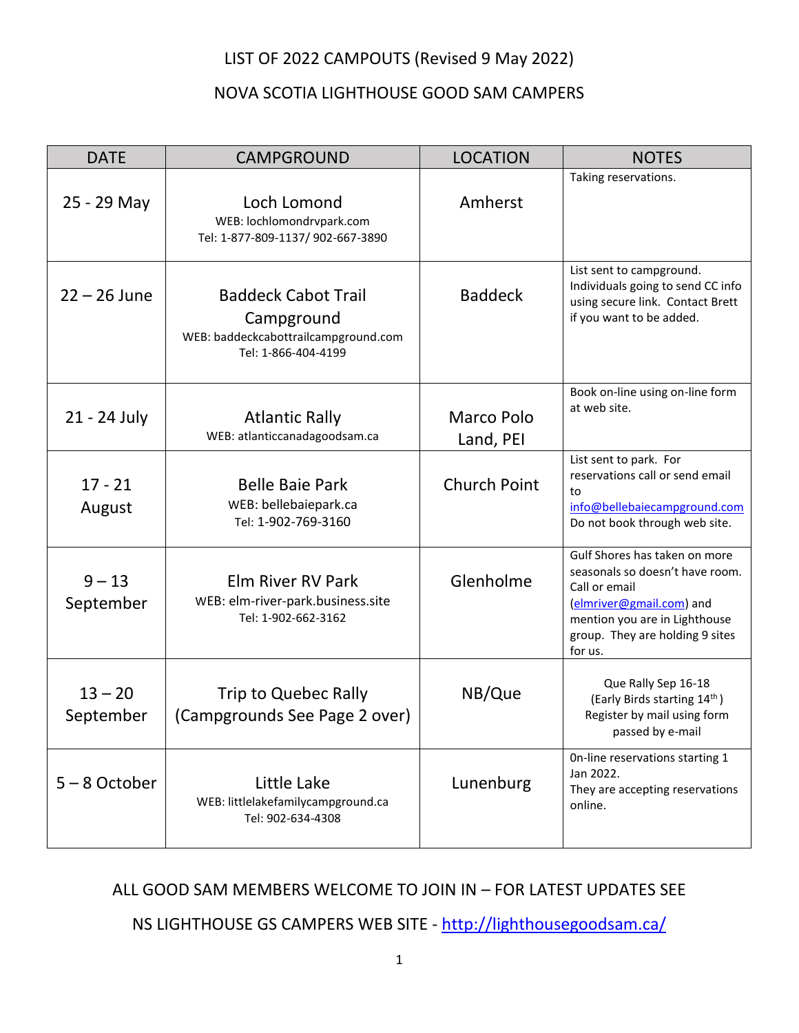# LIST OF 2022 CAMPOUTS (Revised 9 May 2022)

## NOVA SCOTIA LIGHTHOUSE GOOD SAM CAMPERS

| DATE | CAMPGROUND | LOCATION | NOTES |
|---|---|---|---|
| 25 - 29 May | Loch Lomond<br>WEB: lochlomondrvpark.com<br>Tel: 1-877-809-1137/ 902-667-3890 | Amherst | Taking reservations. |
| 22 – 26 June | Baddeck Cabot Trail Campground<br>WEB: baddeckcabottrailcampground.com<br>Tel: 1-866-404-4199 | Baddeck | List sent to campground. Individuals going to send CC info using secure link. Contact Brett if you want to be added. |
| 21 - 24 July | Atlantic Rally<br>WEB: atlanticcanadagoodsam.ca | Marco Polo Land, PEI | Book on-line using on-line form at web site. |
| 17 - 21 August | Belle Baie Park<br>WEB: bellebaiepark.ca<br>Tel: 1-902-769-3160 | Church Point | List sent to park. For reservations call or send email to info@bellebaiecampground.com Do not book through web site. |
| 9 – 13 September | Elm River RV Park<br>WEB: elm-river-park.business.site<br>Tel: 1-902-662-3162 | Glenholme | Gulf Shores has taken on more seasonals so doesn't have room. Call or email (elmriver@gmail.com) and mention you are in Lighthouse group. They are holding 9 sites for us. |
| 13 – 20 September | Trip to Quebec Rally (Campgrounds See Page 2 over) | NB/Que | Que Rally Sep 16-18 (Early Birds starting 14th) Register by mail using form passed by e-mail |
| 5 – 8 October | Little Lake<br>WEB: littlelakefamilycampground.ca<br>Tel: 902-634-4308 | Lunenburg | On-line reservations starting 1 Jan 2022. They are accepting reservations online. |

ALL GOOD SAM MEMBERS WELCOME TO JOIN IN – FOR LATEST UPDATES SEE

NS LIGHTHOUSE GS CAMPERS WEB SITE - http://lighthousegoodsam.ca/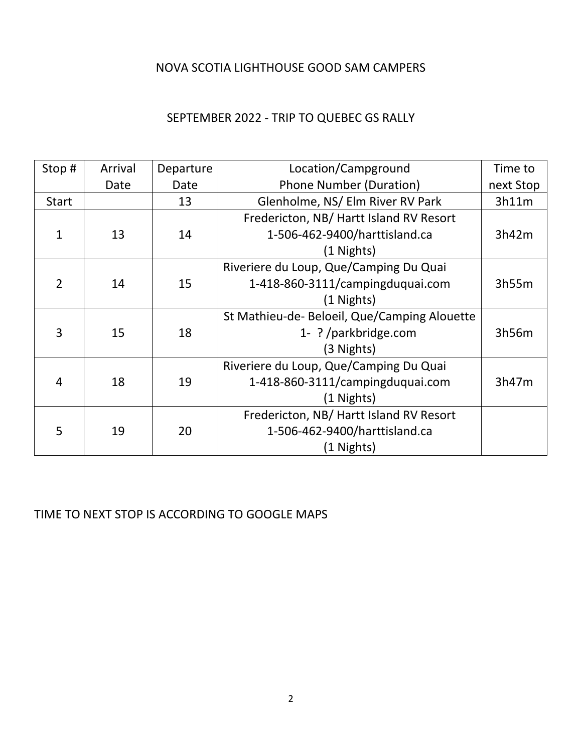NOVA SCOTIA LIGHTHOUSE GOOD SAM CAMPERS

SEPTEMBER 2022 - TRIP TO QUEBEC GS RALLY

| Stop # | Arrival Date | Departure Date | Location/Campground Phone Number (Duration) | Time to next Stop |
|---|---|---|---|---|
| Start | | 13 | Glenholme, NS/ Elm River RV Park | 3h11m |
| 1 | 13 | 14 | Fredericton, NB/ Hartt Island RV Resort 1-506-462-9400/harttisland.ca (1 Nights) | 3h42m |
| 2 | 14 | 15 | Riveriere du Loup, Que/Camping Du Quai 1-418-860-3111/campingduquai.com (1 Nights) | 3h55m |
| 3 | 15 | 18 | St Mathieu-de- Beloeil, Que/Camping Alouette 1- ? /parkbridge.com (3 Nights) | 3h56m |
| 4 | 18 | 19 | Riveriere du Loup, Que/Camping Du Quai 1-418-860-3111/campingduquai.com (1 Nights) | 3h47m |
| 5 | 19 | 20 | Fredericton, NB/ Hartt Island RV Resort 1-506-462-9400/harttisland.ca (1 Nights) | |

TIME TO NEXT STOP IS ACCORDING TO GOOGLE MAPS